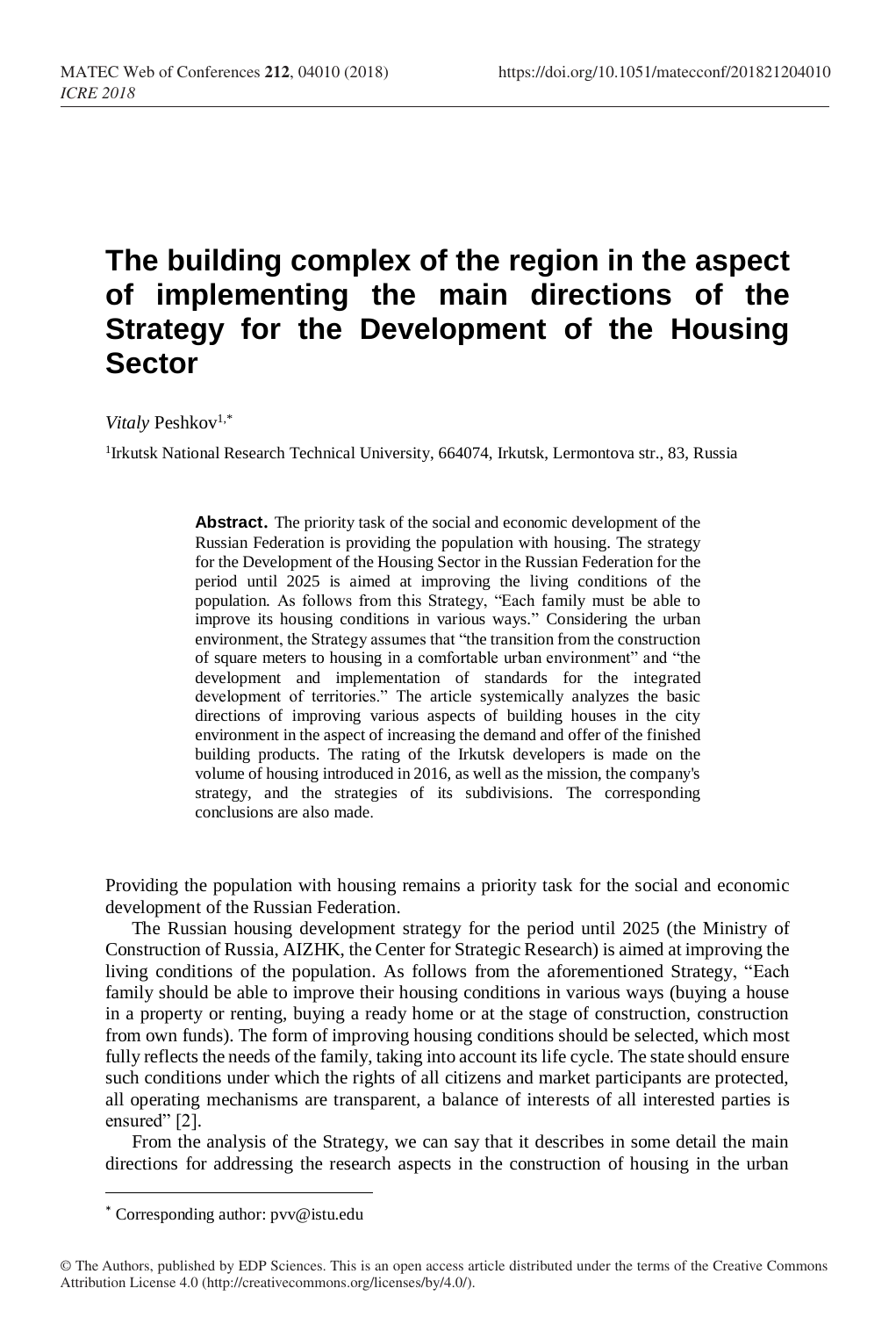# The building complex of the region in the aspect of implementing the main directions of the Strategy for the Development of the Housing Sector

*Vitaly* Peshkov[1,*]

[1]Irkutsk National Research Technical University, 664074, Irkutsk, Lermontova str., 83, Russia

**Abstract.** The priority task of the social and economic development of the Russian Federation is providing the population with housing. The strategy for the Development of the Housing Sector in the Russian Federation for the period until 2025 is aimed at improving the living conditions of the population. As follows from this Strategy, "Each family must be able to improve its housing conditions in various ways." Considering the urban environment, the Strategy assumes that "the transition from the construction of square meters to housing in a comfortable urban environment" and "the development and implementation of standards for the integrated development of territories." The article systemically analyzes the basic directions of improving various aspects of building houses in the city environment in the aspect of increasing the demand and offer of the finished building products. The rating of the Irkutsk developers is made on the volume of housing introduced in 2016, as well as the mission, the company's strategy, and the strategies of its subdivisions. The corresponding conclusions are also made.

Providing the population with housing remains a priority task for the social and economic development of the Russian Federation.

The Russian housing development strategy for the period until 2025 (the Ministry of Construction of Russia, AIZHK, the Center for Strategic Research) is aimed at improving the living conditions of the population. As follows from the aforementioned Strategy, "Each family should be able to improve their housing conditions in various ways (buying a house in a property or renting, buying a ready home or at the stage of construction, construction from own funds). The form of improving housing conditions should be selected, which most fully reflects the needs of the family, taking into account its life cycle. The state should ensure such conditions under which the rights of all citizens and market participants are protected, all operating mechanisms are transparent, a balance of interests of all interested parties is ensured" [2].

From the analysis of the Strategy, we can say that it describes in some detail the main directions for addressing the research aspects in the construction of housing in the urban

---

[*] Corresponding author: pvv@istu.edu

© The Authors, published by EDP Sciences. This is an open access article distributed under the terms of the Creative Commons Attribution License 4.0 (http://creativecommons.org/licenses/by/4.0/).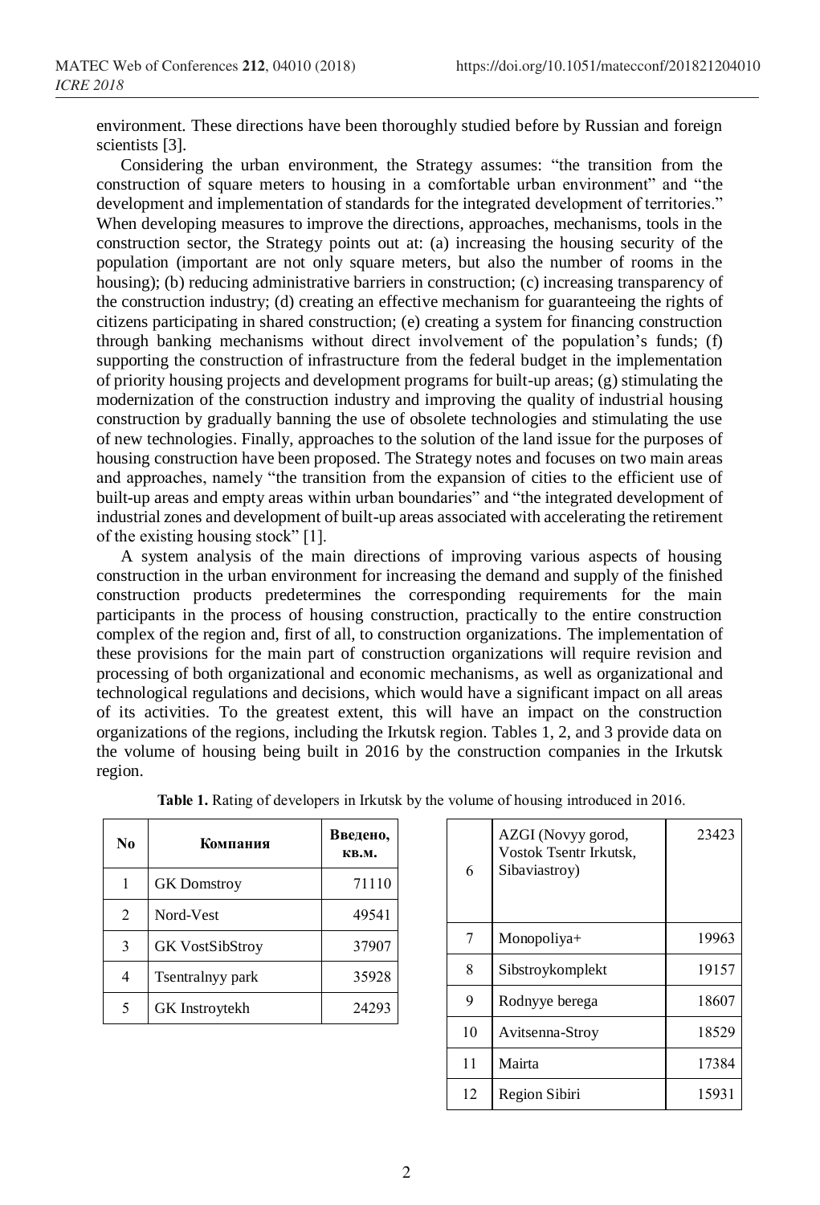environment. These directions have been thoroughly studied before by Russian and foreign scientists [3].

Considering the urban environment, the Strategy assumes: "the transition from the construction of square meters to housing in a comfortable urban environment" and "the development and implementation of standards for the integrated development of territories." When developing measures to improve the directions, approaches, mechanisms, tools in the construction sector, the Strategy points out at: (a) increasing the housing security of the population (important are not only square meters, but also the number of rooms in the housing); (b) reducing administrative barriers in construction; (c) increasing transparency of the construction industry; (d) creating an effective mechanism for guaranteeing the rights of citizens participating in shared construction; (e) creating a system for financing construction through banking mechanisms without direct involvement of the population's funds; (f) supporting the construction of infrastructure from the federal budget in the implementation of priority housing projects and development programs for built-up areas; (g) stimulating the modernization of the construction industry and improving the quality of industrial housing construction by gradually banning the use of obsolete technologies and stimulating the use of new technologies. Finally, approaches to the solution of the land issue for the purposes of housing construction have been proposed. The Strategy notes and focuses on two main areas and approaches, namely "the transition from the expansion of cities to the efficient use of built-up areas and empty areas within urban boundaries" and "the integrated development of industrial zones and development of built-up areas associated with accelerating the retirement of the existing housing stock" [1].

A system analysis of the main directions of improving various aspects of housing construction in the urban environment for increasing the demand and supply of the finished construction products predetermines the corresponding requirements for the main participants in the process of housing construction, practically to the entire construction complex of the region and, first of all, to construction organizations. The implementation of these provisions for the main part of construction organizations will require revision and processing of both organizational and economic mechanisms, as well as organizational and technological regulations and decisions, which would have a significant impact on all areas of its activities. To the greatest extent, this will have an impact on the construction organizations of the regions, including the Irkutsk region. Tables 1, 2, and 3 provide data on the volume of housing being built in 2016 by the construction companies in the Irkutsk region.

**Table 1.** Rating of developers in Irkutsk by the volume of housing introduced in 2016.

| No | Компания | Введено, кв.м. |
|---|---|---|
| 1 | GK Domstroy | 71110 |
| 2 | Nord-Vest | 49541 |
| 3 | GK VostSibStroy | 37907 |
| 4 | Tsentralnyy park | 35928 |
| 5 | GK Instroytekh | 24293 |
| 6 | AZGI (Novyy gorod, Vostok Tsentr Irkutsk, Sibaviastroy) | 23423 |
| 7 | Monopoliya+ | 19963 |
| 8 | Sibstroykomplekt | 19157 |
| 9 | Rodnyye berega | 18607 |
| 10 | Avitsenna-Stroy | 18529 |
| 11 | Mairta | 17384 |
| 12 | Region Sibiri | 15931 |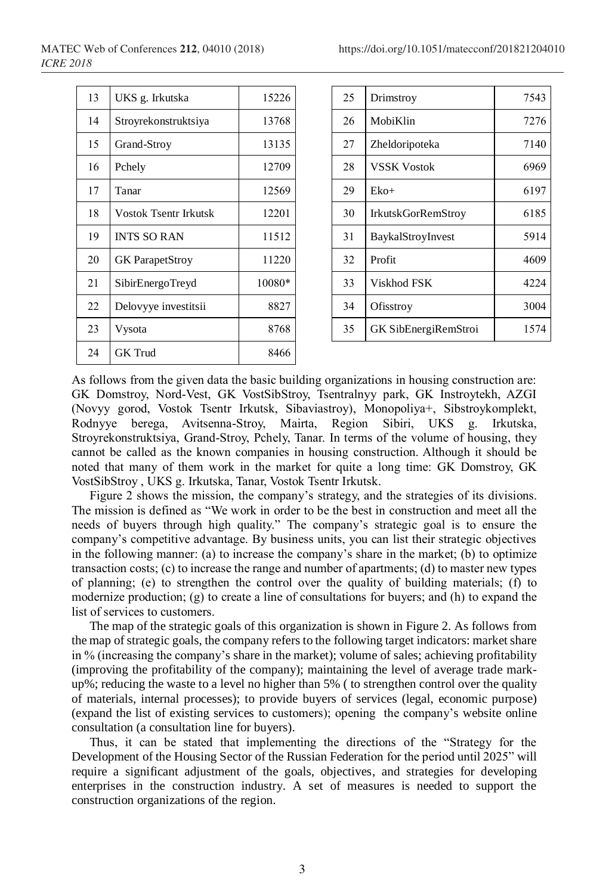| 13 | UKS g. Irkutska | 15226 |
|---|---|---|
| 14 | Stroyrekonstruktsiya | 13768 |
| 15 | Grand-Stroy | 13135 |
| 16 | Pchely | 12709 |
| 17 | Tanar | 12569 |
| 18 | Vostok Tsentr Irkutsk | 12201 |
| 19 | INTS SO RAN | 11512 |
| 20 | GK ParapetStroy | 11220 |
| 21 | SibirEnergoTreyd | 10080* |
| 22 | Delovyye investitsii | 8827 |
| 23 | Vysota | 8768 |
| 24 | GK Trud | 8466 |
| 25 | Drimstroy | 7543 |
| 26 | MobiKlin | 7276 |
| 27 | Zheldoripoteka | 7140 |
| 28 | VSSK Vostok | 6969 |
| 29 | Eko+ | 6197 |
| 30 | IrkutskGorRemStroy | 6185 |
| 31 | BaykalStroyInvest | 5914 |
| 32 | Profit | 4609 |
| 33 | Viskhod FSK | 4224 |
| 34 | Ofisstroy | 3004 |
| 35 | GK SibEnergiRemStroi | 1574 |

As follows from the given data the basic building organizations in housing construction are: GK Domstroy, Nord-Vest, GK VostSibStroy, Tsentralnyy park, GK Instroytekh, AZGI (Novyy gorod, Vostok Tsentr Irkutsk, Sibaviastroy), Monopoliya+, Sibstroykomplekt, Rodnyye berega, Avitsenna-Stroy, Mairta, Region Sibiri, UKS g. Irkutska, Stroyrekonstruktsiya, Grand-Stroy, Pchely, Tanar. In terms of the volume of housing, they cannot be called as the known companies in housing construction. Although it should be noted that many of them work in the market for quite a long time: GK Domstroy, GK VostSibStroy , UKS g. Irkutska, Tanar, Vostok Tsentr Irkutsk.

Figure 2 shows the mission, the company's strategy, and the strategies of its divisions. The mission is defined as "We work in order to be the best in construction and meet all the needs of buyers through high quality." The company's strategic goal is to ensure the company's competitive advantage. By business units, you can list their strategic objectives in the following manner: (a) to increase the company's share in the market; (b) to optimize transaction costs; (c) to increase the range and number of apartments; (d) to master new types of planning; (e) to strengthen the control over the quality of building materials; (f) to modernize production; (g) to create a line of consultations for buyers; and (h) to expand the list of services to customers.

The map of the strategic goals of this organization is shown in Figure 2. As follows from the map of strategic goals, the company refers to the following target indicators: market share in % (increasing the company's share in the market); volume of sales; achieving profitability (improving the profitability of the company); maintaining the level of average trade mark-up%; reducing the waste to a level no higher than 5% ( to strengthen control over the quality of materials, internal processes); to provide buyers of services (legal, economic purpose) (expand the list of existing services to customers); opening the company's website online consultation (a consultation line for buyers).

Thus, it can be stated that implementing the directions of the "Strategy for the Development of the Housing Sector of the Russian Federation for the period until 2025" will require a significant adjustment of the goals, objectives, and strategies for developing enterprises in the construction industry. A set of measures is needed to support the construction organizations of the region.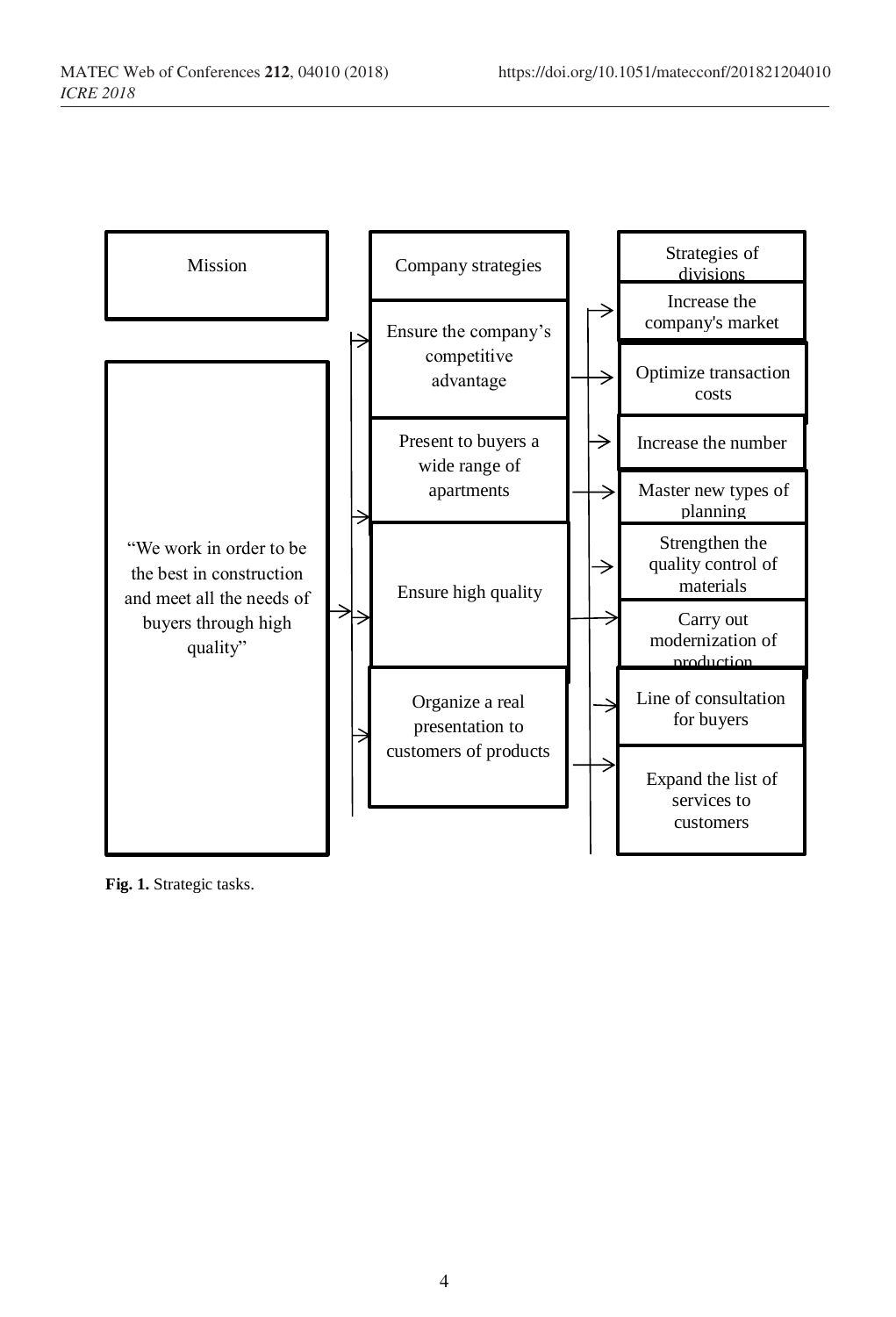| Mission | Company strategies | Strategies of divisions |
|---|---|---|
| "We work in order to be the best in construction and meet all the needs of buyers through high quality" | Ensure the company's competitive advantage | Increase the company's market |
| | | Optimize transaction costs |
| | Present to buyers a wide range of apartments | Increase the number |
| | | Master new types of planning |
| | Ensure high quality | Strengthen the quality control of materials |
| | | Carry out modernization of production |
| | Organize a real presentation to customers of products | Line of consultation for buyers |
| | | Expand the list of services to customers |

**Fig. 1.** Strategic tasks.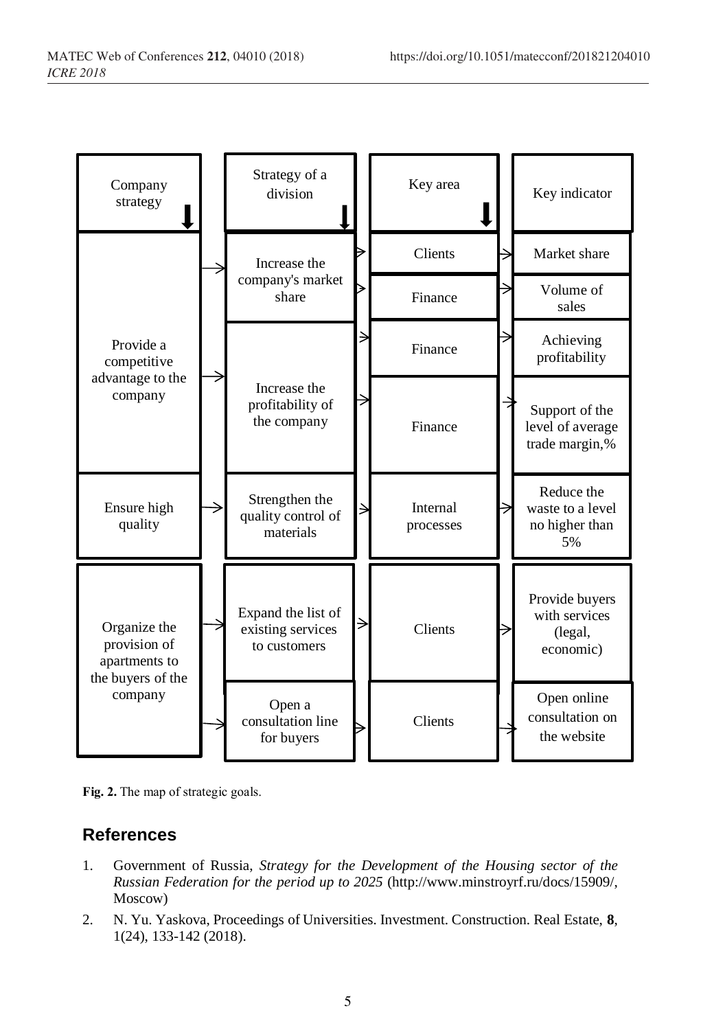| Company strategy | Strategy of a division | Key area | Key indicator |
| --- | --- | --- | --- |
| Provide a competitive advantage to the company | Increase the company's market share | Clients | Market share |
| | | Finance | Volume of sales |
| | Increase the profitability of the company | Finance | Achieving profitability |
| | | Finance | Support of the level of average trade margin,% |
| Ensure high quality | Strengthen the quality control of materials | Internal processes | Reduce the waste to a level no higher than 5% |
| Organize the provision of apartments to the buyers of the company | Expand the list of existing services to customers | Clients | Provide buyers with services (legal, economic) |
| | Open a consultation line for buyers | Clients | Open online consultation on the website |

**Fig. 2.** The map of strategic goals.

## References

1. Government of Russia, *Strategy for the Development of the Housing sector of the Russian Federation for the period up to 2025* (http://www.minstroyrf.ru/docs/15909/, Moscow)
2. N. Yu. Yaskova, Proceedings of Universities. Investment. Construction. Real Estate, **8**, 1(24), 133-142 (2018).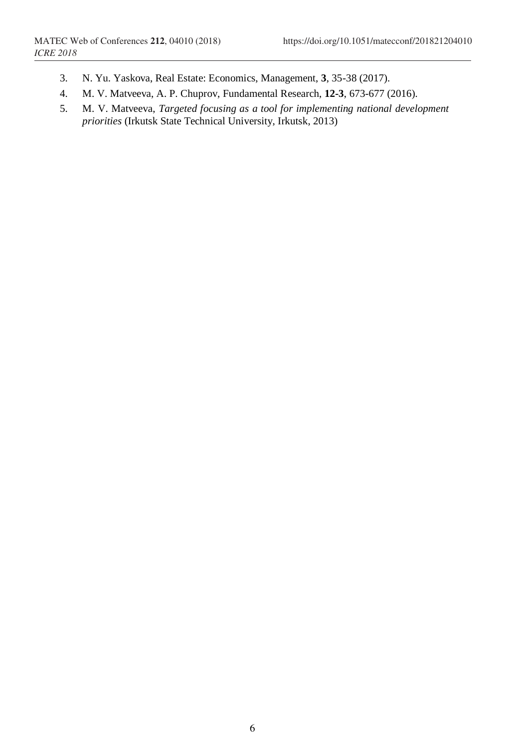3. N. Yu. Yaskova, Real Estate: Economics, Management, **3**, 35-38 (2017).
4. M. V. Matveeva, A. P. Chuprov, Fundamental Research, **12-3**, 673-677 (2016).
5. M. V. Matveeva, *Targeted focusing as a tool for implementing national development priorities* (Irkutsk State Technical University, Irkutsk, 2013)